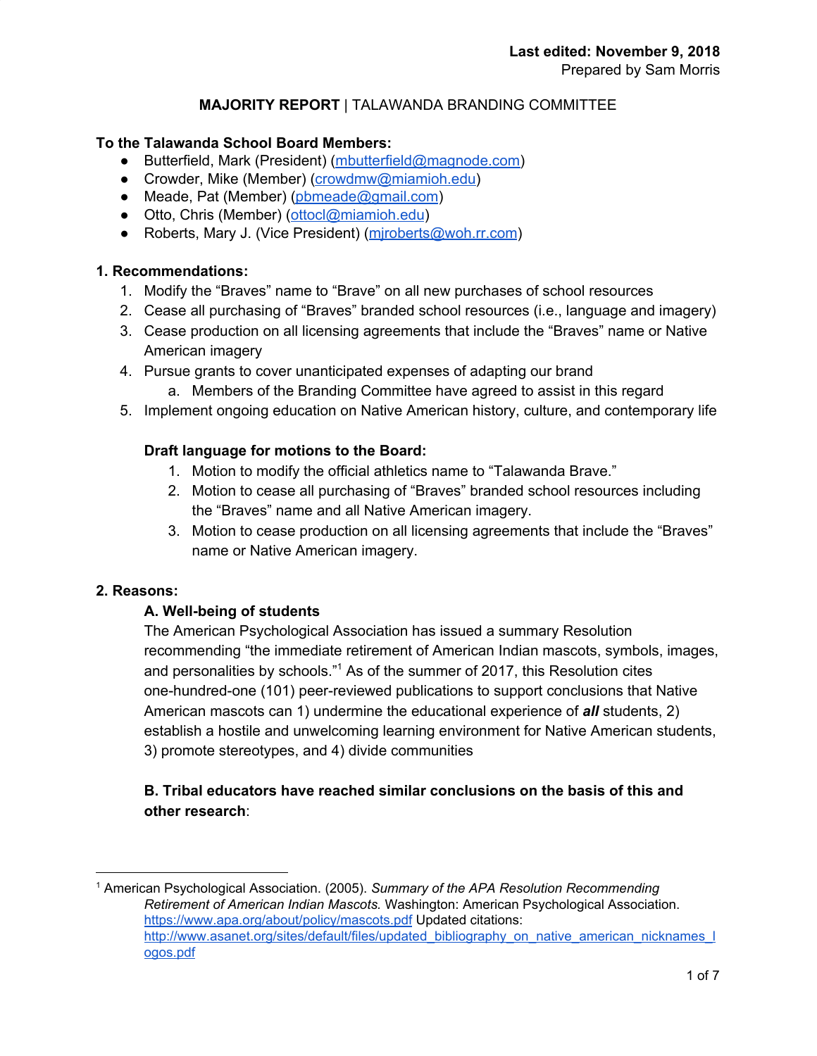**Last edited: November 9, 2018**
Prepared by Sam Morris

**MAJORITY REPORT** | TALAWANDA BRANDING COMMITTEE

**To the Talawanda School Board Members:**

- Butterfield, Mark (President) (mbutterfield@magnode.com)
- Crowder, Mike (Member) (crowdmw@miamioh.edu)
- Meade, Pat (Member) (pbmeade@gmail.com)
- Otto, Chris (Member) (ottocl@miamioh.edu)
- Roberts, Mary J. (Vice President) (mjroberts@woh.rr.com)

**1. Recommendations:**

1. Modify the "Braves" name to "Brave" on all new purchases of school resources
2. Cease all purchasing of "Braves" branded school resources (i.e., language and imagery)
3. Cease production on all licensing agreements that include the "Braves" name or Native American imagery
4. Pursue grants to cover unanticipated expenses of adapting our brand
   a. Members of the Branding Committee have agreed to assist in this regard
5. Implement ongoing education on Native American history, culture, and contemporary life

**Draft language for motions to the Board:**

1. Motion to modify the official athletics name to "Talawanda Brave."
2. Motion to cease all purchasing of "Braves" branded school resources including the "Braves" name and all Native American imagery.
3. Motion to cease production on all licensing agreements that include the "Braves" name or Native American imagery.

**2. Reasons:**

**A. Well-being of students**

The American Psychological Association has issued a summary Resolution recommending "the immediate retirement of American Indian mascots, symbols, images, and personalities by schools."[1] As of the summer of 2017, this Resolution cites one-hundred-one (101) peer-reviewed publications to support conclusions that Native American mascots can 1) undermine the educational experience of ***all*** students, 2) establish a hostile and unwelcoming learning environment for Native American students, 3) promote stereotypes, and 4) divide communities

**B. Tribal educators have reached similar conclusions on the basis of this and other research**:

---

[1] American Psychological Association. (2005). *Summary of the APA Resolution Recommending Retirement of American Indian Mascots.* Washington: American Psychological Association. https://www.apa.org/about/policy/mascots.pdf Updated citations: http://www.asanet.org/sites/default/files/updated_bibliography_on_native_american_nicknames_logos.pdf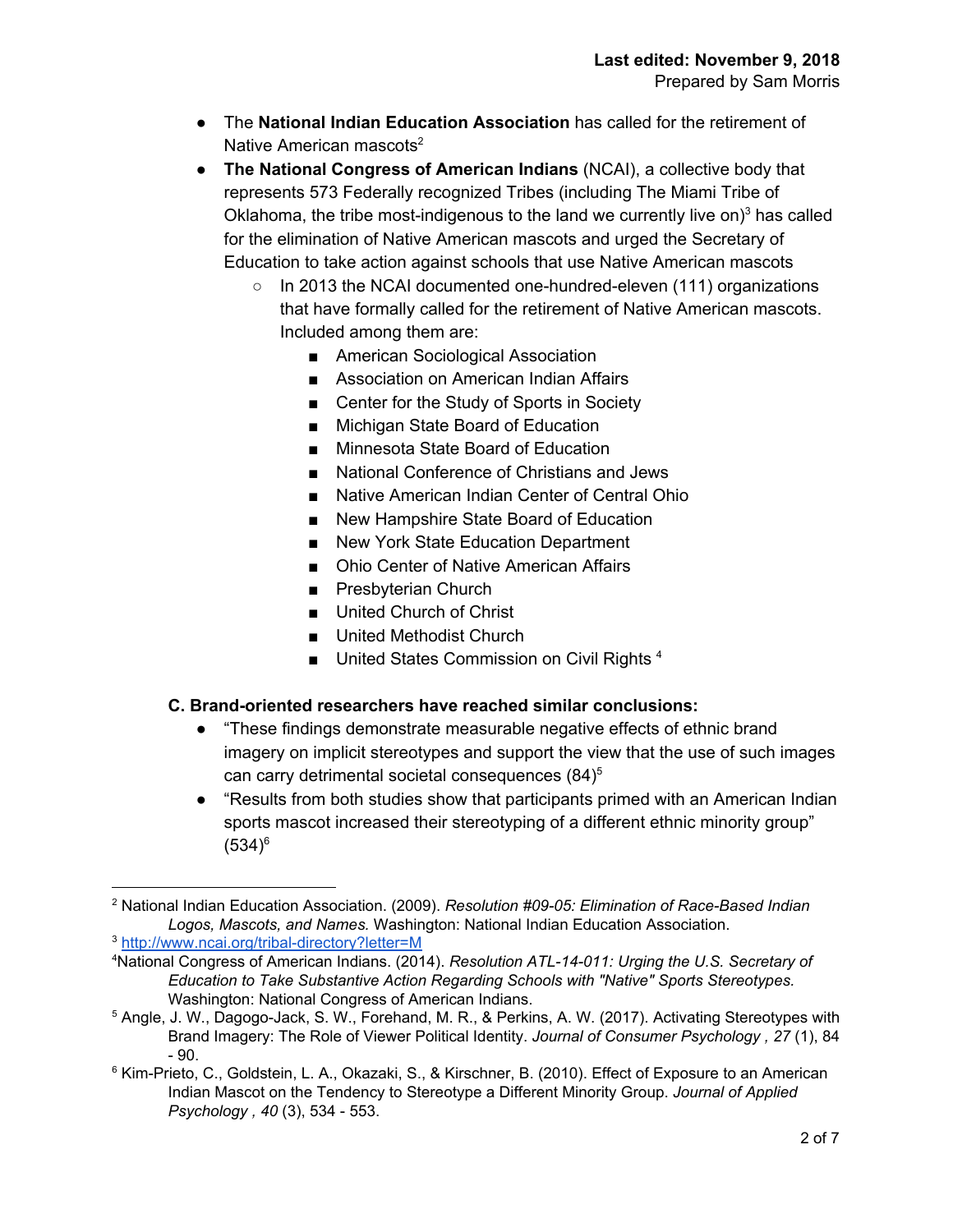- The **National Indian Education Association** has called for the retirement of Native American mascots[2]
- **The National Congress of American Indians** (NCAI), a collective body that represents 573 Federally recognized Tribes (including The Miami Tribe of Oklahoma, the tribe most-indigenous to the land we currently live on)[3] has called for the elimination of Native American mascots and urged the Secretary of Education to take action against schools that use Native American mascots
    - In 2013 the NCAI documented one-hundred-eleven (111) organizations that have formally called for the retirement of Native American mascots. Included among them are:
        - American Sociological Association
        - Association on American Indian Affairs
        - Center for the Study of Sports in Society
        - Michigan State Board of Education
        - Minnesota State Board of Education
        - National Conference of Christians and Jews
        - Native American Indian Center of Central Ohio
        - New Hampshire State Board of Education
        - New York State Education Department
        - Ohio Center of Native American Affairs
        - Presbyterian Church
        - United Church of Christ
        - United Methodist Church
        - United States Commission on Civil Rights [4]

### C. Brand-oriented researchers have reached similar conclusions:

- "These findings demonstrate measurable negative effects of ethnic brand imagery on implicit stereotypes and support the view that the use of such images can carry detrimental societal consequences (84)[5]
- "Results from both studies show that participants primed with an American Indian sports mascot increased their stereotyping of a different ethnic minority group" (534)[6]

---

[2] National Indian Education Association. (2009). *Resolution #09-05: Elimination of Race-Based Indian Logos, Mascots, and Names.* Washington: National Indian Education Association.

[3] http://www.ncai.org/tribal-directory?letter=M

[4] National Congress of American Indians. (2014). *Resolution ATL-14-011: Urging the U.S. Secretary of Education to Take Substantive Action Regarding Schools with "Native" Sports Stereotypes.* Washington: National Congress of American Indians.

[5] Angle, J. W., Dagogo-Jack, S. W., Forehand, M. R., & Perkins, A. W. (2017). Activating Stereotypes with Brand Imagery: The Role of Viewer Political Identity. *Journal of Consumer Psychology , 27* (1), 84 - 90.

[6] Kim-Prieto, C., Goldstein, L. A., Okazaki, S., & Kirschner, B. (2010). Effect of Exposure to an American Indian Mascot on the Tendency to Stereotype a Different Minority Group. *Journal of Applied Psychology , 40* (3), 534 - 553.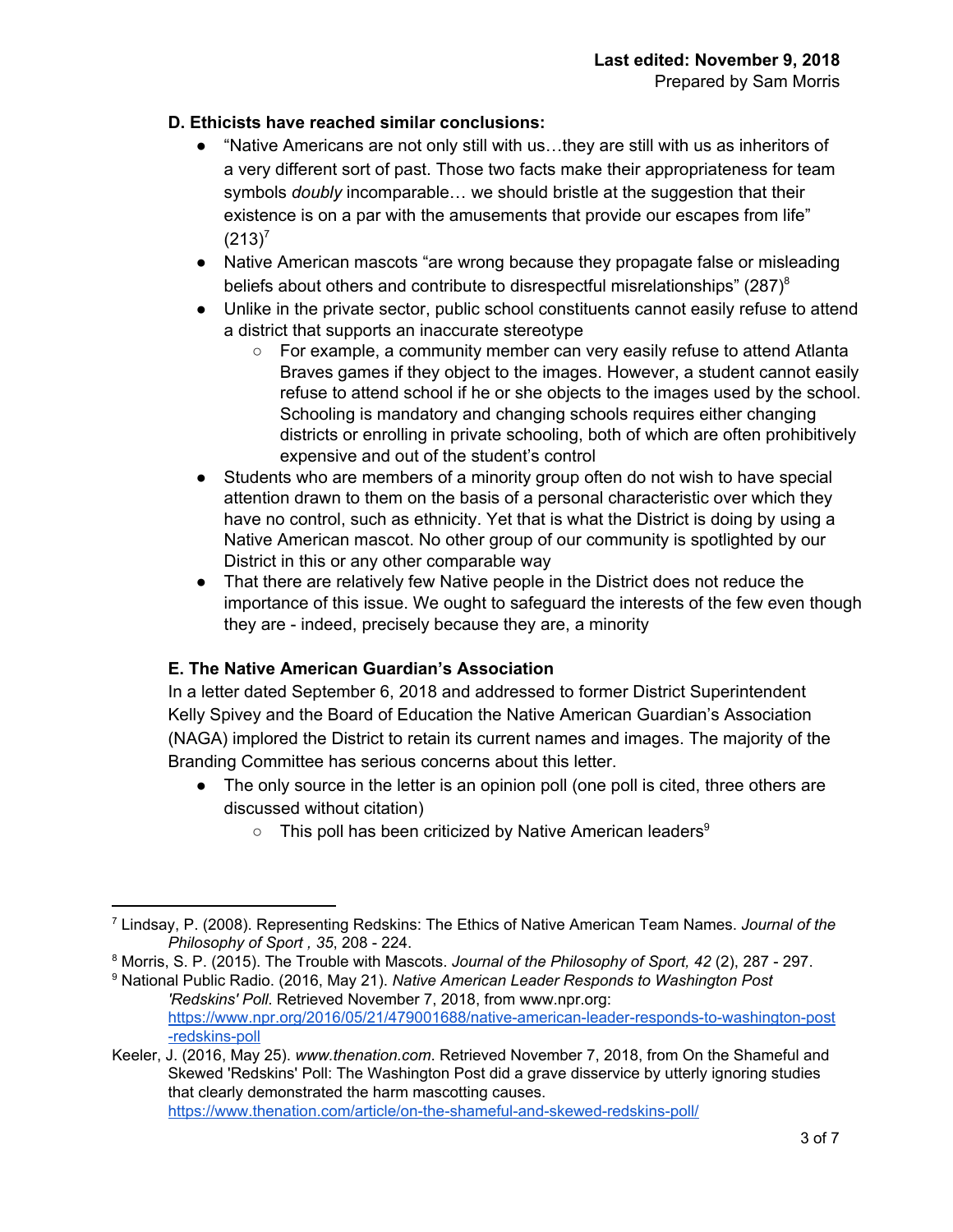### D. Ethicists have reached similar conclusions:

- "Native Americans are not only still with us…they are still with us as inheritors of a very different sort of past. Those two facts make their appropriateness for team symbols *doubly* incomparable… we should bristle at the suggestion that their existence is on a par with the amusements that provide our escapes from life" (213)[7]
- Native American mascots "are wrong because they propagate false or misleading beliefs about others and contribute to disrespectful misrelationships" (287)[8]
- Unlike in the private sector, public school constituents cannot easily refuse to attend a district that supports an inaccurate stereotype
  - For example, a community member can very easily refuse to attend Atlanta Braves games if they object to the images. However, a student cannot easily refuse to attend school if he or she objects to the images used by the school. Schooling is mandatory and changing schools requires either changing districts or enrolling in private schooling, both of which are often prohibitively expensive and out of the student's control
- Students who are members of a minority group often do not wish to have special attention drawn to them on the basis of a personal characteristic over which they have no control, such as ethnicity. Yet that is what the District is doing by using a Native American mascot. No other group of our community is spotlighted by our District in this or any other comparable way
- That there are relatively few Native people in the District does not reduce the importance of this issue. We ought to safeguard the interests of the few even though they are - indeed, precisely because they are, a minority

### E. The Native American Guardian's Association

In a letter dated September 6, 2018 and addressed to former District Superintendent Kelly Spivey and the Board of Education the Native American Guardian's Association (NAGA) implored the District to retain its current names and images. The majority of the Branding Committee has serious concerns about this letter.

- The only source in the letter is an opinion poll (one poll is cited, three others are discussed without citation)
  - This poll has been criticized by Native American leaders[9]

---

[7] Lindsay, P. (2008). Representing Redskins: The Ethics of Native American Team Names. *Journal of the Philosophy of Sport , 35*, 208 - 224.

[8] Morris, S. P. (2015). The Trouble with Mascots. *Journal of the Philosophy of Sport, 42* (2), 287 - 297.

[9] National Public Radio. (2016, May 21). *Native American Leader Responds to Washington Post 'Redskins' Poll*. Retrieved November 7, 2018, from www.npr.org: https://www.npr.org/2016/05/21/479001688/native-american-leader-responds-to-washington-post-redskins-poll

Keeler, J. (2016, May 25). *www.thenation.com*. Retrieved November 7, 2018, from On the Shameful and Skewed 'Redskins' Poll: The Washington Post did a grave disservice by utterly ignoring studies that clearly demonstrated the harm mascotting causes. https://www.thenation.com/article/on-the-shameful-and-skewed-redskins-poll/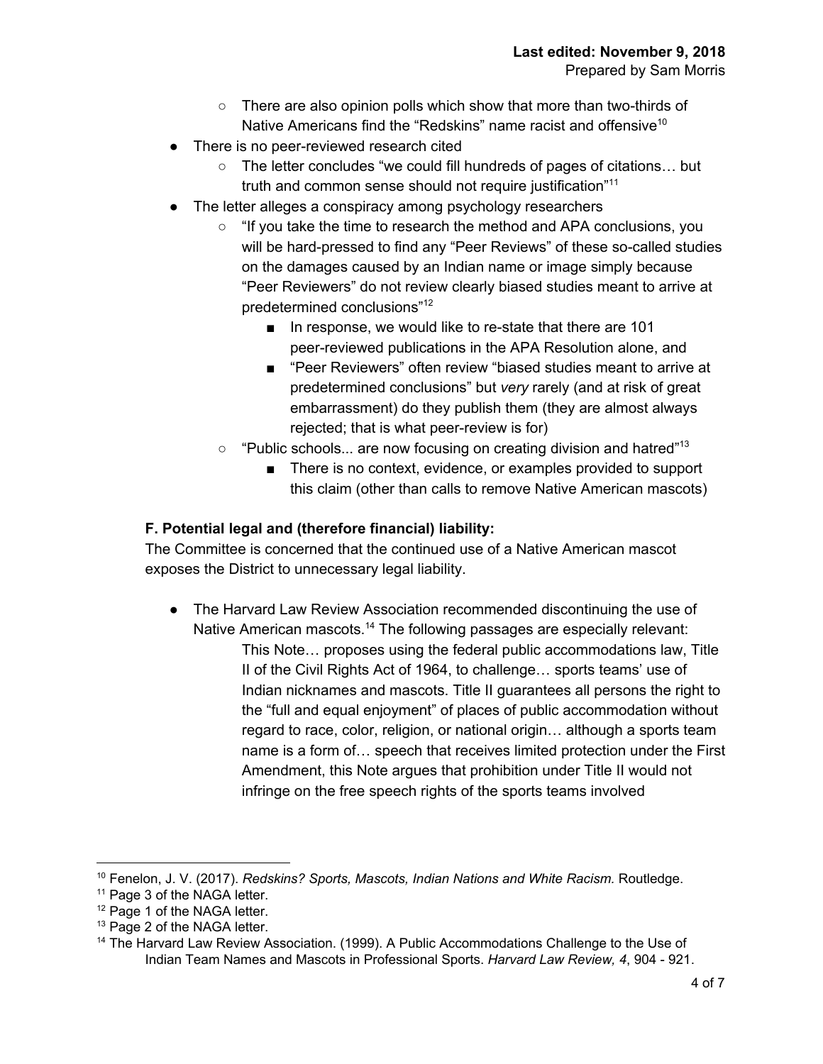- There are also opinion polls which show that more than two-thirds of Native Americans find the "Redskins" name racist and offensive[10]
- There is no peer-reviewed research cited
    - The letter concludes "we could fill hundreds of pages of citations… but truth and common sense should not require justification"[11]
- The letter alleges a conspiracy among psychology researchers
    - "If you take the time to research the method and APA conclusions, you will be hard-pressed to find any "Peer Reviews" of these so-called studies on the damages caused by an Indian name or image simply because "Peer Reviewers" do not review clearly biased studies meant to arrive at predetermined conclusions"[12]
        - In response, we would like to re-state that there are 101 peer-reviewed publications in the APA Resolution alone, and
        - "Peer Reviewers" often review "biased studies meant to arrive at predetermined conclusions" but *very* rarely (and at risk of great embarrassment) do they publish them (they are almost always rejected; that is what peer-review is for)
    - "Public schools... are now focusing on creating division and hatred"[13]
        - There is no context, evidence, or examples provided to support this claim (other than calls to remove Native American mascots)

**F. Potential legal and (therefore financial) liability:**

The Committee is concerned that the continued use of a Native American mascot exposes the District to unnecessary legal liability.

- The Harvard Law Review Association recommended discontinuing the use of Native American mascots.[14] The following passages are especially relevant:

    > This Note… proposes using the federal public accommodations law, Title II of the Civil Rights Act of 1964, to challenge… sports teams' use of Indian nicknames and mascots. Title II guarantees all persons the right to the "full and equal enjoyment" of places of public accommodation without regard to race, color, religion, or national origin… although a sports team name is a form of… speech that receives limited protection under the First Amendment, this Note argues that prohibition under Title II would not infringe on the free speech rights of the sports teams involved

---

[10] Fenelon, J. V. (2017). *Redskins? Sports, Mascots, Indian Nations and White Racism.* Routledge.

[11] Page 3 of the NAGA letter.

[12] Page 1 of the NAGA letter.

[13] Page 2 of the NAGA letter.

[14] The Harvard Law Review Association. (1999). A Public Accommodations Challenge to the Use of Indian Team Names and Mascots in Professional Sports. *Harvard Law Review, 4*, 904 - 921.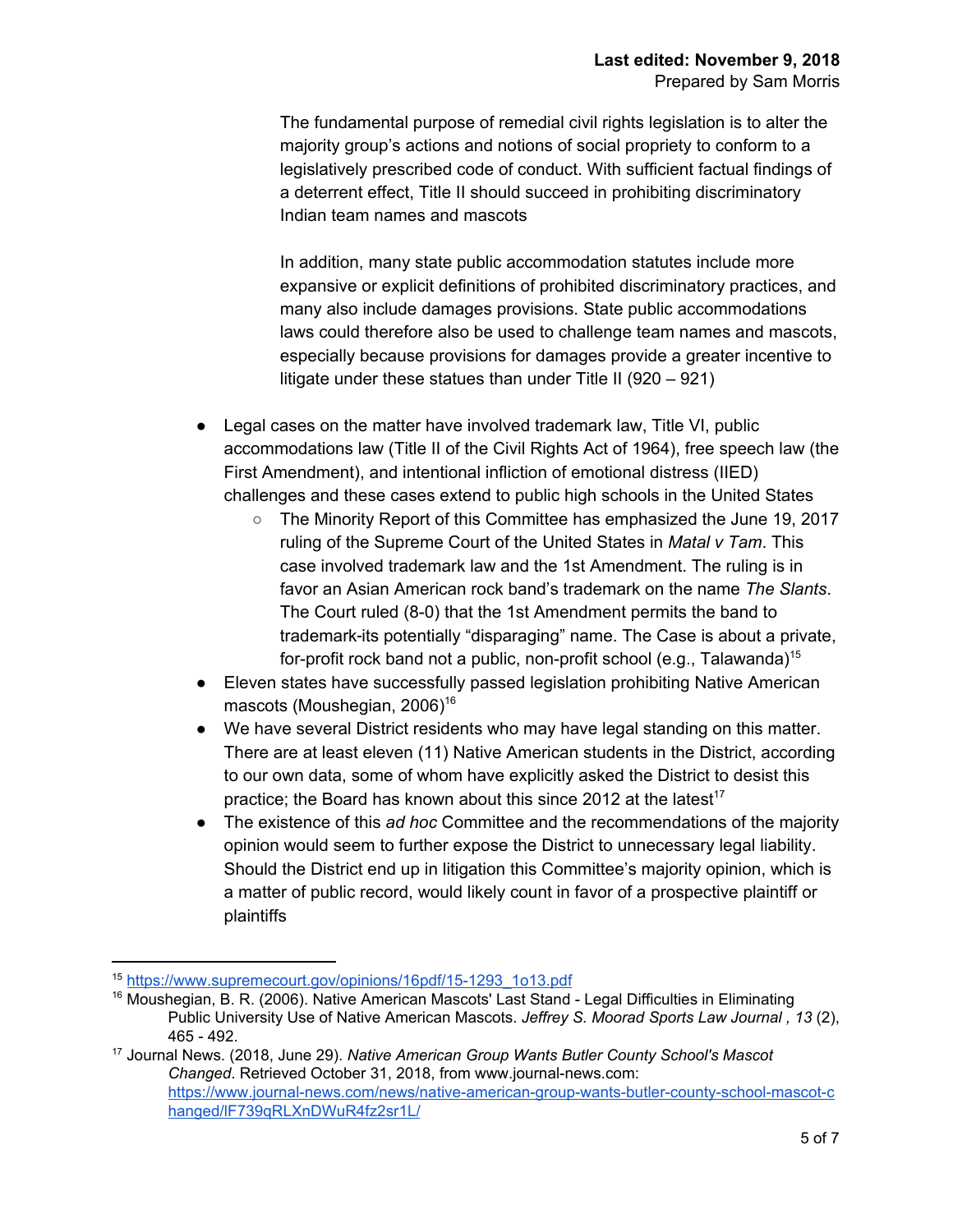> The fundamental purpose of remedial civil rights legislation is to alter the majority group's actions and notions of social propriety to conform to a legislatively prescribed code of conduct. With sufficient factual findings of a deterrent effect, Title II should succeed in prohibiting discriminatory Indian team names and mascots
>
> In addition, many state public accommodation statutes include more expansive or explicit definitions of prohibited discriminatory practices, and many also include damages provisions. State public accommodations laws could therefore also be used to challenge team names and mascots, especially because provisions for damages provide a greater incentive to litigate under these statues than under Title II (920 – 921)

- Legal cases on the matter have involved trademark law, Title VI, public accommodations law (Title II of the Civil Rights Act of 1964), free speech law (the First Amendment), and intentional infliction of emotional distress (IIED) challenges and these cases extend to public high schools in the United States
  - The Minority Report of this Committee has emphasized the June 19, 2017 ruling of the Supreme Court of the United States in *Matal v Tam*. This case involved trademark law and the 1st Amendment. The ruling is in favor an Asian American rock band's trademark on the name *The Slants*. The Court ruled (8-0) that the 1st Amendment permits the band to trademark-its potentially "disparaging" name. The Case is about a private, for-profit rock band not a public, non-profit school (e.g., Talawanda)[15]
- Eleven states have successfully passed legislation prohibiting Native American mascots (Moushegian, 2006)[16]
- We have several District residents who may have legal standing on this matter. There are at least eleven (11) Native American students in the District, according to our own data, some of whom have explicitly asked the District to desist this practice; the Board has known about this since 2012 at the latest[17]
- The existence of this *ad hoc* Committee and the recommendations of the majority opinion would seem to further expose the District to unnecessary legal liability. Should the District end up in litigation this Committee's majority opinion, which is a matter of public record, would likely count in favor of a prospective plaintiff or plaintiffs

---

[15] https://www.supremecourt.gov/opinions/16pdf/15-1293_1o13.pdf

[16] Moushegian, B. R. (2006). Native American Mascots' Last Stand - Legal Difficulties in Eliminating Public University Use of Native American Mascots. *Jeffrey S. Moorad Sports Law Journal , 13* (2), 465 - 492.

[17] Journal News. (2018, June 29). *Native American Group Wants Butler County School's Mascot Changed*. Retrieved October 31, 2018, from www.journal-news.com: https://www.journal-news.com/news/native-american-group-wants-butler-county-school-mascot-changed/lF739qRLXnDWuR4fz2sr1L/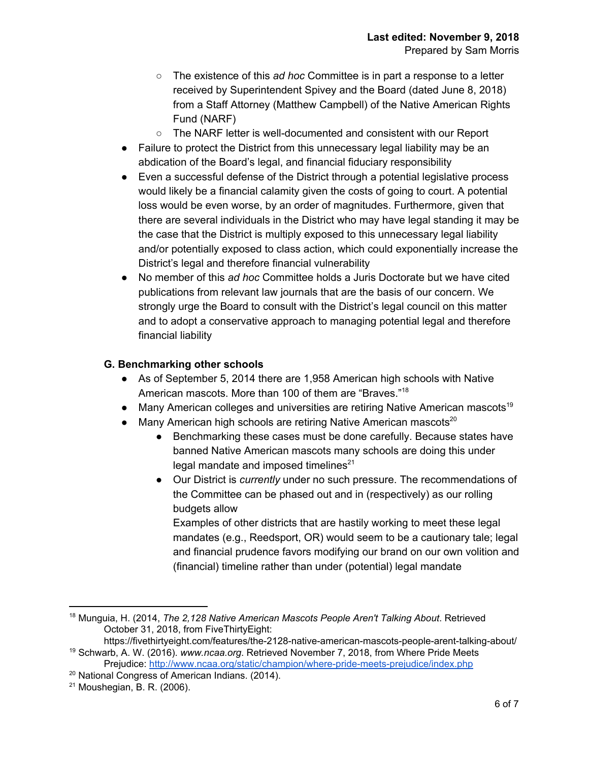- The existence of this *ad hoc* Committee is in part a response to a letter received by Superintendent Spivey and the Board (dated June 8, 2018) from a Staff Attorney (Matthew Campbell) of the Native American Rights Fund (NARF)
    - The NARF letter is well-documented and consistent with our Report
- Failure to protect the District from this unnecessary legal liability may be an abdication of the Board's legal, and financial fiduciary responsibility
- Even a successful defense of the District through a potential legislative process would likely be a financial calamity given the costs of going to court. A potential loss would be even worse, by an order of magnitudes. Furthermore, given that there are several individuals in the District who may have legal standing it may be the case that the District is multiply exposed to this unnecessary legal liability and/or potentially exposed to class action, which could exponentially increase the District's legal and therefore financial vulnerability
- No member of this *ad hoc* Committee holds a Juris Doctorate but we have cited publications from relevant law journals that are the basis of our concern. We strongly urge the Board to consult with the District's legal council on this matter and to adopt a conservative approach to managing potential legal and therefore financial liability

**G. Benchmarking other schools**

- As of September 5, 2014 there are 1,958 American high schools with Native American mascots. More than 100 of them are "Braves."[18]
- Many American colleges and universities are retiring Native American mascots[19]
- Many American high schools are retiring Native American mascots[20]
    - Benchmarking these cases must be done carefully. Because states have banned Native American mascots many schools are doing this under legal mandate and imposed timelines[21]
    - Our District is *currently* under no such pressure. The recommendations of the Committee can be phased out and in (respectively) as our rolling budgets allow

      Examples of other districts that are hastily working to meet these legal mandates (e.g., Reedsport, OR) would seem to be a cautionary tale; legal and financial prudence favors modifying our brand on our own volition and (financial) timeline rather than under (potential) legal mandate

---

[18] Munguia, H. (2014, *The 2,128 Native American Mascots People Aren't Talking About*. Retrieved October 31, 2018, from FiveThirtyEight: https://fivethirtyeight.com/features/the-2128-native-american-mascots-people-arent-talking-about/

[19] Schwarb, A. W. (2016). *www.ncaa.org*. Retrieved November 7, 2018, from Where Pride Meets Prejudice: http://www.ncaa.org/static/champion/where-pride-meets-prejudice/index.php

[20] National Congress of American Indians. (2014).

[21] Moushegian, B. R. (2006).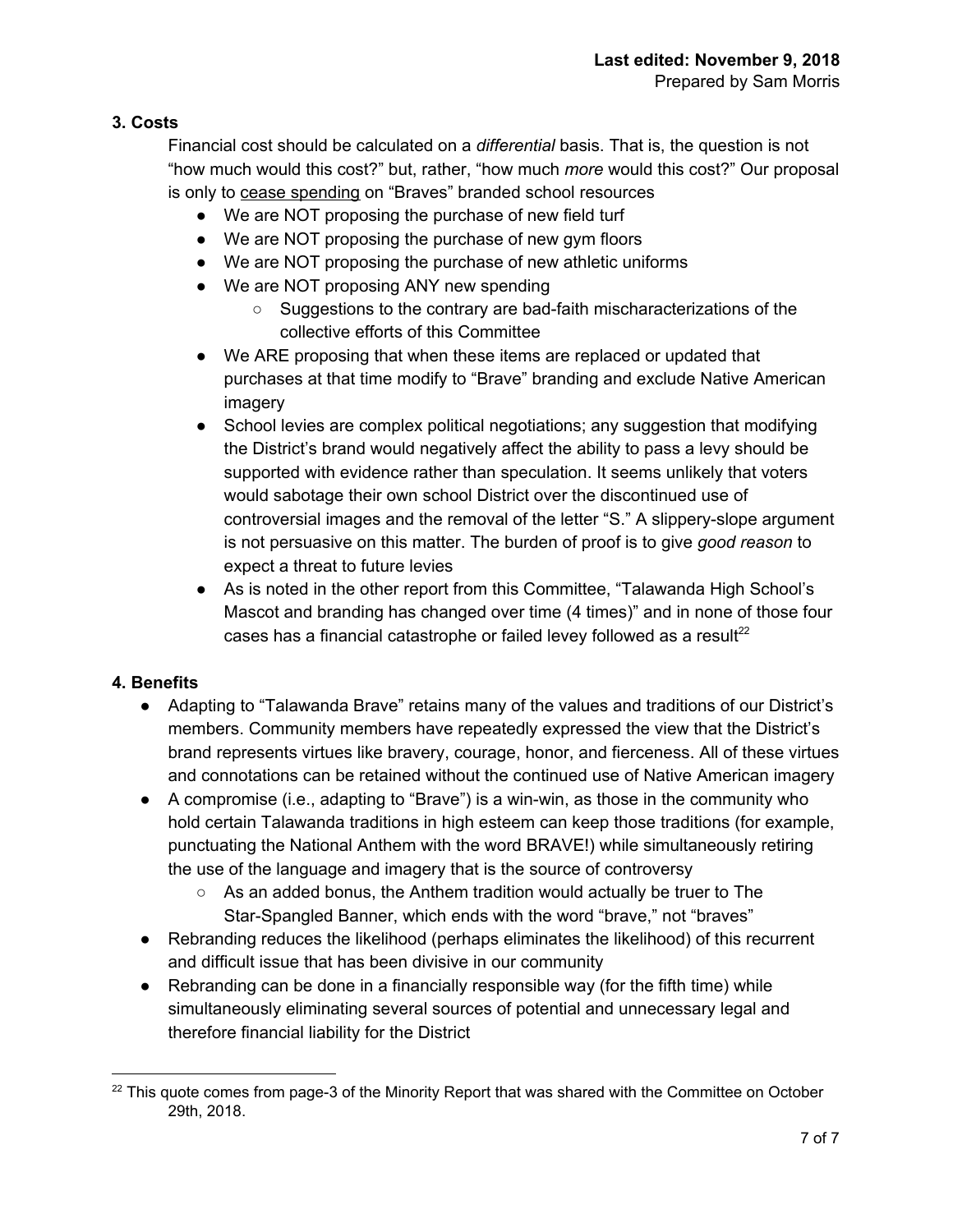### 3. Costs

Financial cost should be calculated on a *differential* basis. That is, the question is not "how much would this cost?" but, rather, "how much *more* would this cost?" Our proposal is only to cease spending on "Braves" branded school resources

- We are NOT proposing the purchase of new field turf
- We are NOT proposing the purchase of new gym floors
- We are NOT proposing the purchase of new athletic uniforms
- We are NOT proposing ANY new spending
  - Suggestions to the contrary are bad-faith mischaracterizations of the collective efforts of this Committee
- We ARE proposing that when these items are replaced or updated that purchases at that time modify to "Brave" branding and exclude Native American imagery
- School levies are complex political negotiations; any suggestion that modifying the District's brand would negatively affect the ability to pass a levy should be supported with evidence rather than speculation. It seems unlikely that voters would sabotage their own school District over the discontinued use of controversial images and the removal of the letter "S." A slippery-slope argument is not persuasive on this matter. The burden of proof is to give *good reason* to expect a threat to future levies
- As is noted in the other report from this Committee, "Talawanda High School's Mascot and branding has changed over time (4 times)" and in none of those four cases has a financial catastrophe or failed levey followed as a result[22]

### 4. Benefits

- Adapting to "Talawanda Brave" retains many of the values and traditions of our District's members. Community members have repeatedly expressed the view that the District's brand represents virtues like bravery, courage, honor, and fierceness. All of these virtues and connotations can be retained without the continued use of Native American imagery
- A compromise (i.e., adapting to "Brave") is a win-win, as those in the community who hold certain Talawanda traditions in high esteem can keep those traditions (for example, punctuating the National Anthem with the word BRAVE!) while simultaneously retiring the use of the language and imagery that is the source of controversy
  - As an added bonus, the Anthem tradition would actually be truer to The Star-Spangled Banner, which ends with the word "brave," not "braves"
- Rebranding reduces the likelihood (perhaps eliminates the likelihood) of this recurrent and difficult issue that has been divisive in our community
- Rebranding can be done in a financially responsible way (for the fifth time) while simultaneously eliminating several sources of potential and unnecessary legal and therefore financial liability for the District

[22] This quote comes from page-3 of the Minority Report that was shared with the Committee on October 29th, 2018.